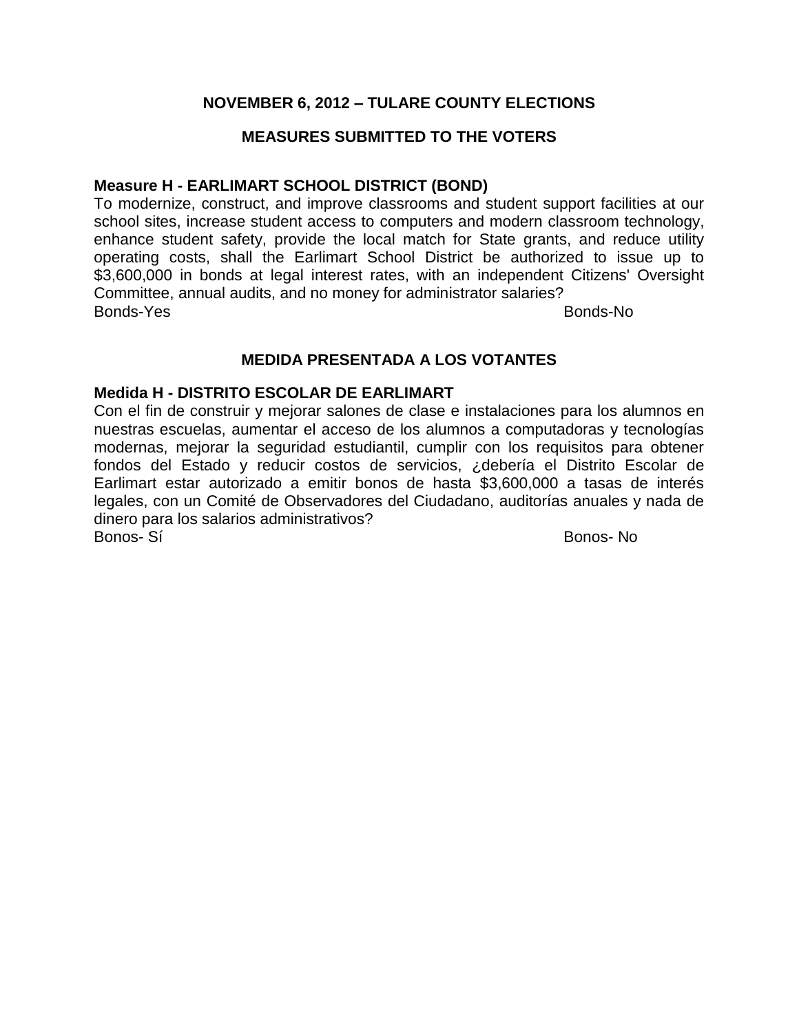## NOVEMBER 6, 2012 – TULARE COUNTY ELECTIONS

## MEASURES SUBMITTED TO THE VOTERS

### Measure H - EARLIMART SCHOOL DISTRICT (BOND)

To modernize, construct, and improve classrooms and student support facilities at our school sites, increase student access to computers and modern classroom technology, enhance student safety, provide the local match for State grants, and reduce utility operating costs, shall the Earlimart School District be authorized to issue up to $3,600,000 in bonds at legal interest rates, with an independent Citizens' Oversight Committee, annual audits, and no money for administrator salaries?

Bonds-Yes Bonds-No

## MEDIDA PRESENTADA A LOS VOTANTES

### Medida H - DISTRITO ESCOLAR DE EARLIMART

Con el fin de construir y mejorar salones de clase e instalaciones para los alumnos en nuestras escuelas, aumentar el acceso de los alumnos a computadoras y tecnologías modernas, mejorar la seguridad estudiantil, cumplir con los requisitos para obtener fondos del Estado y reducir costos de servicios, ¿debería el Distrito Escolar de Earlimart estar autorizado a emitir bonos de hasta $3,600,000 a tasas de interés legales, con un Comité de Observadores del Ciudadano, auditorías anuales y nada de dinero para los salarios administrativos?

Bonos- Sí Bonos- No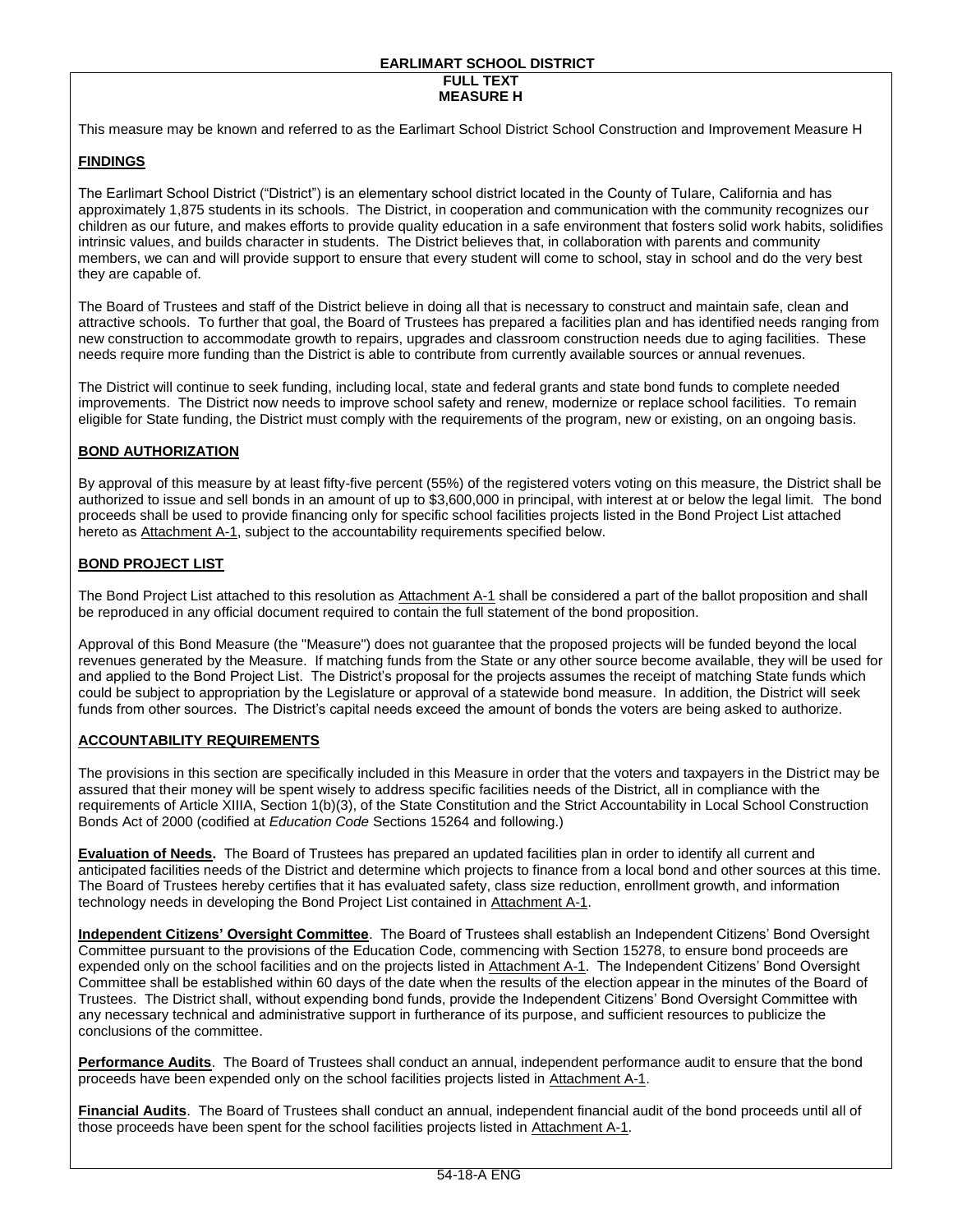**EARLIMART SCHOOL DISTRICT**
**FULL TEXT**
**MEASURE H**

This measure may be known and referred to as the Earlimart School District School Construction and Improvement Measure H

## FINDINGS

The Earlimart School District ("District") is an elementary school district located in the County of Tulare, California and has approximately 1,875 students in its schools. The District, in cooperation and communication with the community recognizes our children as our future, and makes efforts to provide quality education in a safe environment that fosters solid work habits, solidifies intrinsic values, and builds character in students. The District believes that, in collaboration with parents and community members, we can and will provide support to ensure that every student will come to school, stay in school and do the very best they are capable of.

The Board of Trustees and staff of the District believe in doing all that is necessary to construct and maintain safe, clean and attractive schools. To further that goal, the Board of Trustees has prepared a facilities plan and has identified needs ranging from new construction to accommodate growth to repairs, upgrades and classroom construction needs due to aging facilities. These needs require more funding than the District is able to contribute from currently available sources or annual revenues.

The District will continue to seek funding, including local, state and federal grants and state bond funds to complete needed improvements. The District now needs to improve school safety and renew, modernize or replace school facilities. To remain eligible for State funding, the District must comply with the requirements of the program, new or existing, on an ongoing basis.

## BOND AUTHORIZATION

By approval of this measure by at least fifty-five percent (55%) of the registered voters voting on this measure, the District shall be authorized to issue and sell bonds in an amount of up to $3,600,000 in principal, with interest at or below the legal limit. The bond proceeds shall be used to provide financing only for specific school facilities projects listed in the Bond Project List attached hereto as Attachment A-1, subject to the accountability requirements specified below.

## BOND PROJECT LIST

The Bond Project List attached to this resolution as Attachment A-1 shall be considered a part of the ballot proposition and shall be reproduced in any official document required to contain the full statement of the bond proposition.

Approval of this Bond Measure (the "Measure") does not guarantee that the proposed projects will be funded beyond the local revenues generated by the Measure. If matching funds from the State or any other source become available, they will be used for and applied to the Bond Project List. The District's proposal for the projects assumes the receipt of matching State funds which could be subject to appropriation by the Legislature or approval of a statewide bond measure. In addition, the District will seek funds from other sources. The District's capital needs exceed the amount of bonds the voters are being asked to authorize.

## ACCOUNTABILITY REQUIREMENTS

The provisions in this section are specifically included in this Measure in order that the voters and taxpayers in the District may be assured that their money will be spent wisely to address specific facilities needs of the District, all in compliance with the requirements of Article XIIIA, Section 1(b)(3), of the State Constitution and the Strict Accountability in Local School Construction Bonds Act of 2000 (codified at *Education Code* Sections 15264 and following.)

**Evaluation of Needs.** The Board of Trustees has prepared an updated facilities plan in order to identify all current and anticipated facilities needs of the District and determine which projects to finance from a local bond and other sources at this time. The Board of Trustees hereby certifies that it has evaluated safety, class size reduction, enrollment growth, and information technology needs in developing the Bond Project List contained in Attachment A-1.

**Independent Citizens' Oversight Committee**. The Board of Trustees shall establish an Independent Citizens' Bond Oversight Committee pursuant to the provisions of the Education Code, commencing with Section 15278, to ensure bond proceeds are expended only on the school facilities and on the projects listed in Attachment A-1. The Independent Citizens' Bond Oversight Committee shall be established within 60 days of the date when the results of the election appear in the minutes of the Board of Trustees. The District shall, without expending bond funds, provide the Independent Citizens' Bond Oversight Committee with any necessary technical and administrative support in furtherance of its purpose, and sufficient resources to publicize the conclusions of the committee.

**Performance Audits**. The Board of Trustees shall conduct an annual, independent performance audit to ensure that the bond proceeds have been expended only on the school facilities projects listed in Attachment A-1.

**Financial Audits**. The Board of Trustees shall conduct an annual, independent financial audit of the bond proceeds until all of those proceeds have been spent for the school facilities projects listed in Attachment A-1.

54-18-A ENG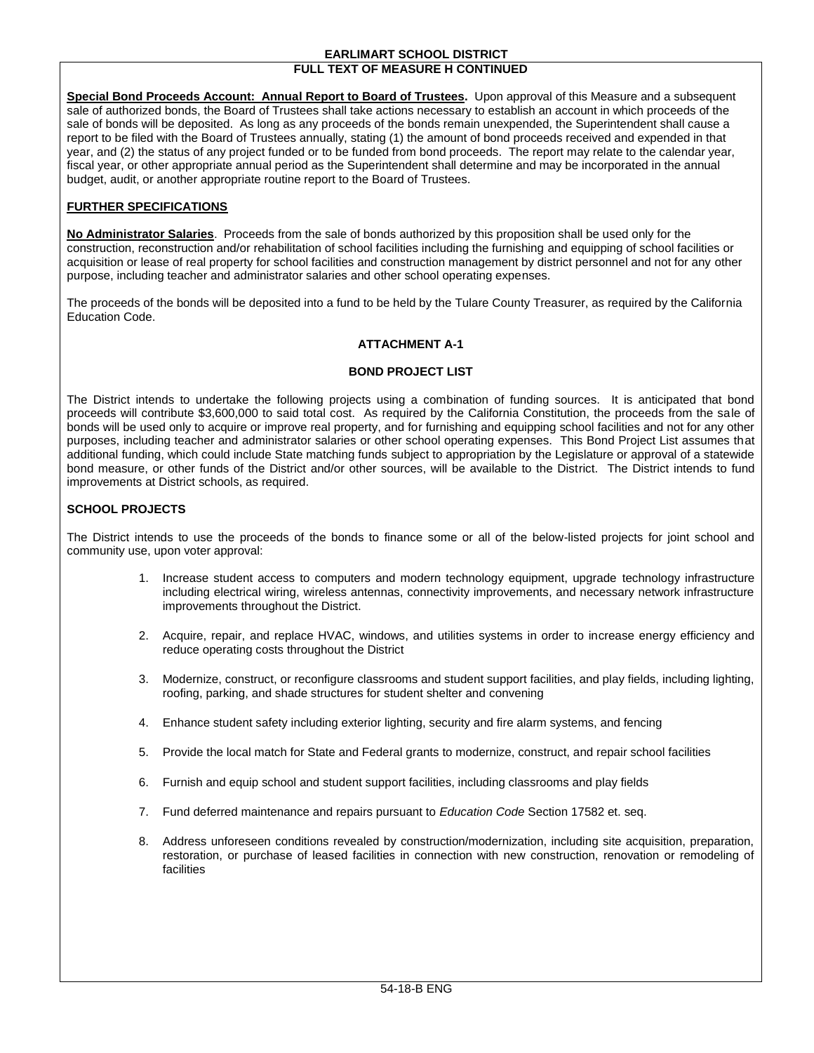**EARLIMART SCHOOL DISTRICT**
**FULL TEXT OF MEASURE H CONTINUED**

**Special Bond Proceeds Account: Annual Report to Board of Trustees.** Upon approval of this Measure and a subsequent sale of authorized bonds, the Board of Trustees shall take actions necessary to establish an account in which proceeds of the sale of bonds will be deposited. As long as any proceeds of the bonds remain unexpended, the Superintendent shall cause a report to be filed with the Board of Trustees annually, stating (1) the amount of bond proceeds received and expended in that year, and (2) the status of any project funded or to be funded from bond proceeds. The report may relate to the calendar year, fiscal year, or other appropriate annual period as the Superintendent shall determine and may be incorporated in the annual budget, audit, or another appropriate routine report to the Board of Trustees.

**FURTHER SPECIFICATIONS**

**No Administrator Salaries**. Proceeds from the sale of bonds authorized by this proposition shall be used only for the construction, reconstruction and/or rehabilitation of school facilities including the furnishing and equipping of school facilities or acquisition or lease of real property for school facilities and construction management by district personnel and not for any other purpose, including teacher and administrator salaries and other school operating expenses.

The proceeds of the bonds will be deposited into a fund to be held by the Tulare County Treasurer, as required by the California Education Code.

**ATTACHMENT A-1**

**BOND PROJECT LIST**

The District intends to undertake the following projects using a combination of funding sources. It is anticipated that bond proceeds will contribute $3,600,000 to said total cost. As required by the California Constitution, the proceeds from the sale of bonds will be used only to acquire or improve real property, and for furnishing and equipping school facilities and not for any other purposes, including teacher and administrator salaries or other school operating expenses. This Bond Project List assumes that additional funding, which could include State matching funds subject to appropriation by the Legislature or approval of a statewide bond measure, or other funds of the District and/or other sources, will be available to the District. The District intends to fund improvements at District schools, as required.

**SCHOOL PROJECTS**

The District intends to use the proceeds of the bonds to finance some or all of the below-listed projects for joint school and community use, upon voter approval:

1. Increase student access to computers and modern technology equipment, upgrade technology infrastructure including electrical wiring, wireless antennas, connectivity improvements, and necessary network infrastructure improvements throughout the District.

2. Acquire, repair, and replace HVAC, windows, and utilities systems in order to increase energy efficiency and reduce operating costs throughout the District

3. Modernize, construct, or reconfigure classrooms and student support facilities, and play fields, including lighting, roofing, parking, and shade structures for student shelter and convening

4. Enhance student safety including exterior lighting, security and fire alarm systems, and fencing

5. Provide the local match for State and Federal grants to modernize, construct, and repair school facilities

6. Furnish and equip school and student support facilities, including classrooms and play fields

7. Fund deferred maintenance and repairs pursuant to *Education Code* Section 17582 et. seq.

8. Address unforeseen conditions revealed by construction/modernization, including site acquisition, preparation, restoration, or purchase of leased facilities in connection with new construction, renovation or remodeling of facilities

54-18-B ENG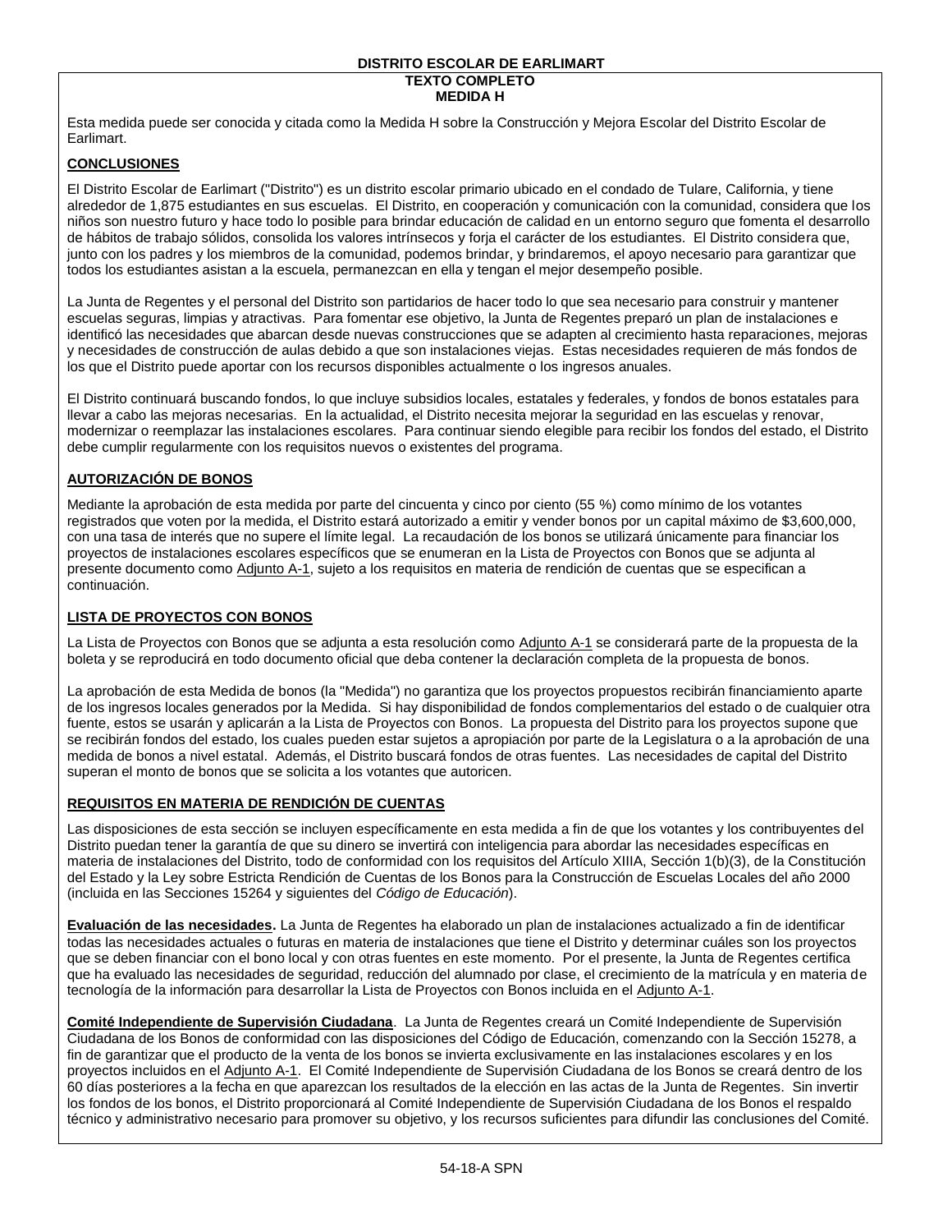**DISTRITO ESCOLAR DE EARLIMART**

**TEXTO COMPLETO**
**MEDIDA H**

Esta medida puede ser conocida y citada como la Medida H sobre la Construcción y Mejora Escolar del Distrito Escolar de Earlimart.

## CONCLUSIONES

El Distrito Escolar de Earlimart ("Distrito") es un distrito escolar primario ubicado en el condado de Tulare, California, y tiene alrededor de 1,875 estudiantes en sus escuelas. El Distrito, en cooperación y comunicación con la comunidad, considera que los niños son nuestro futuro y hace todo lo posible para brindar educación de calidad en un entorno seguro que fomenta el desarrollo de hábitos de trabajo sólidos, consolida los valores intrínsecos y forja el carácter de los estudiantes. El Distrito considera que, junto con los padres y los miembros de la comunidad, podemos brindar, y brindaremos, el apoyo necesario para garantizar que todos los estudiantes asistan a la escuela, permanezcan en ella y tengan el mejor desempeño posible.

La Junta de Regentes y el personal del Distrito son partidarios de hacer todo lo que sea necesario para construir y mantener escuelas seguras, limpias y atractivas. Para fomentar ese objetivo, la Junta de Regentes preparó un plan de instalaciones e identificó las necesidades que abarcan desde nuevas construcciones que se adapten al crecimiento hasta reparaciones, mejoras y necesidades de construcción de aulas debido a que son instalaciones viejas. Estas necesidades requieren de más fondos de los que el Distrito puede aportar con los recursos disponibles actualmente o los ingresos anuales.

El Distrito continuará buscando fondos, lo que incluye subsidios locales, estatales y federales, y fondos de bonos estatales para llevar a cabo las mejoras necesarias. En la actualidad, el Distrito necesita mejorar la seguridad en las escuelas y renovar, modernizar o reemplazar las instalaciones escolares. Para continuar siendo elegible para recibir los fondos del estado, el Distrito debe cumplir regularmente con los requisitos nuevos o existentes del programa.

## AUTORIZACIÓN DE BONOS

Mediante la aprobación de esta medida por parte del cincuenta y cinco por ciento (55 %) como mínimo de los votantes registrados que voten por la medida, el Distrito estará autorizado a emitir y vender bonos por un capital máximo de $3,600,000, con una tasa de interés que no supere el límite legal. La recaudación de los bonos se utilizará únicamente para financiar los proyectos de instalaciones escolares específicos que se enumeran en la Lista de Proyectos con Bonos que se adjunta al presente documento como Adjunto A-1, sujeto a los requisitos en materia de rendición de cuentas que se especifican a continuación.

## LISTA DE PROYECTOS CON BONOS

La Lista de Proyectos con Bonos que se adjunta a esta resolución como Adjunto A-1 se considerará parte de la propuesta de la boleta y se reproducirá en todo documento oficial que deba contener la declaración completa de la propuesta de bonos.

La aprobación de esta Medida de bonos (la "Medida") no garantiza que los proyectos propuestos recibirán financiamiento aparte de los ingresos locales generados por la Medida. Si hay disponibilidad de fondos complementarios del estado o de cualquier otra fuente, estos se usarán y aplicarán a la Lista de Proyectos con Bonos. La propuesta del Distrito para los proyectos supone que se recibirán fondos del estado, los cuales pueden estar sujetos a apropiación por parte de la Legislatura o a la aprobación de una medida de bonos a nivel estatal. Además, el Distrito buscará fondos de otras fuentes. Las necesidades de capital del Distrito superan el monto de bonos que se solicita a los votantes que autoricen.

## REQUISITOS EN MATERIA DE RENDICIÓN DE CUENTAS

Las disposiciones de esta sección se incluyen específicamente en esta medida a fin de que los votantes y los contribuyentes del Distrito puedan tener la garantía de que su dinero se invertirá con inteligencia para abordar las necesidades específicas en materia de instalaciones del Distrito, todo de conformidad con los requisitos del Artículo XIIIA, Sección 1(b)(3), de la Constitución del Estado y la Ley sobre Estricta Rendición de Cuentas de los Bonos para la Construcción de Escuelas Locales del año 2000 (incluida en las Secciones 15264 y siguientes del *Código de Educación*).

**Evaluación de las necesidades.** La Junta de Regentes ha elaborado un plan de instalaciones actualizado a fin de identificar todas las necesidades actuales o futuras en materia de instalaciones que tiene el Distrito y determinar cuáles son los proyectos que se deben financiar con el bono local y con otras fuentes en este momento. Por el presente, la Junta de Regentes certifica que ha evaluado las necesidades de seguridad, reducción del alumnado por clase, el crecimiento de la matrícula y en materia de tecnología de la información para desarrollar la Lista de Proyectos con Bonos incluida en el Adjunto A-1.

**Comité Independiente de Supervisión Ciudadana**. La Junta de Regentes creará un Comité Independiente de Supervisión Ciudadana de los Bonos de conformidad con las disposiciones del Código de Educación, comenzando con la Sección 15278, a fin de garantizar que el producto de la venta de los bonos se invierta exclusivamente en las instalaciones escolares y en los proyectos incluidos en el Adjunto A-1. El Comité Independiente de Supervisión Ciudadana de los Bonos se creará dentro de los 60 días posteriores a la fecha en que aparezcan los resultados de la elección en las actas de la Junta de Regentes. Sin invertir los fondos de los bonos, el Distrito proporcionará al Comité Independiente de Supervisión Ciudadana de los Bonos el respaldo técnico y administrativo necesario para promover su objetivo, y los recursos suficientes para difundir las conclusiones del Comité.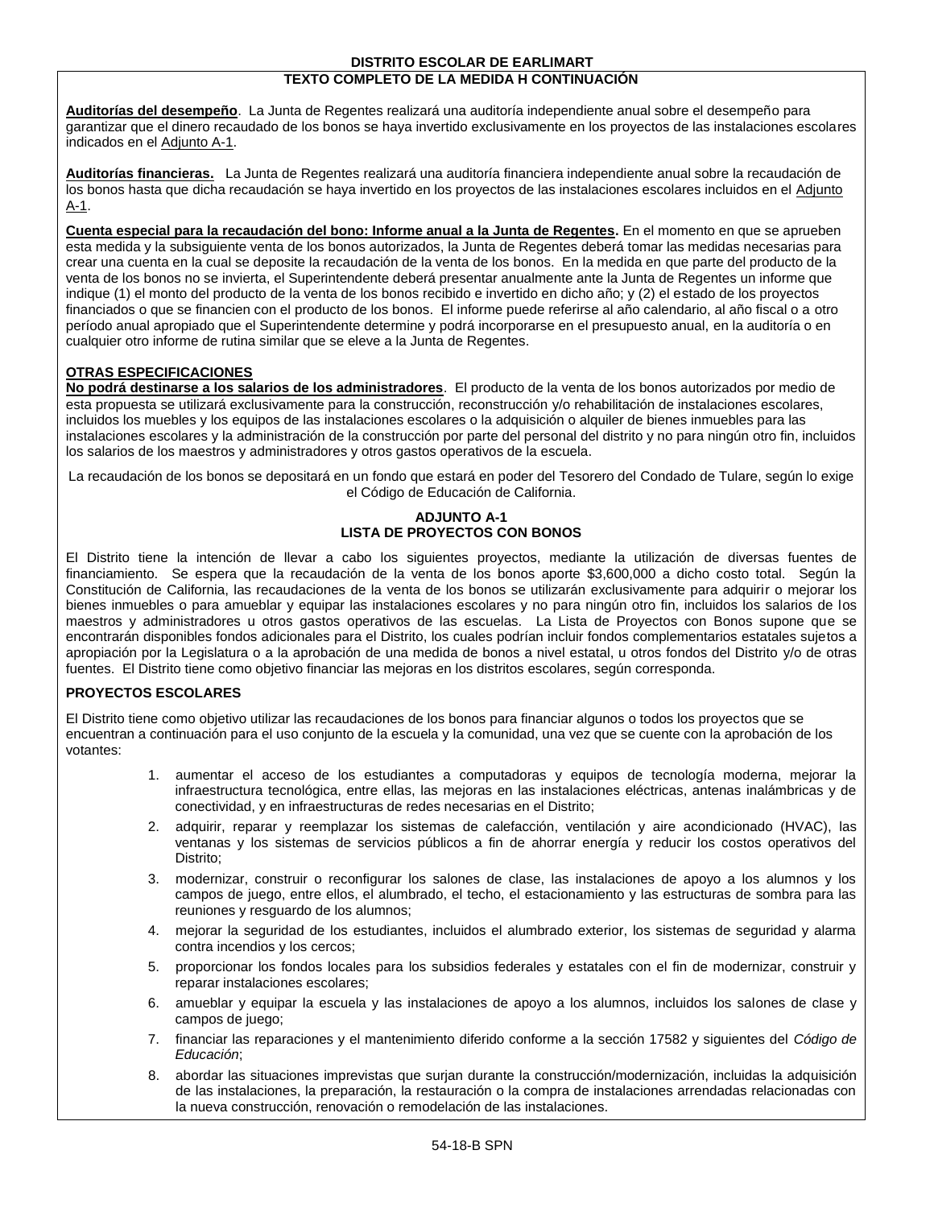**DISTRITO ESCOLAR DE EARLIMART**

**TEXTO COMPLETO DE LA MEDIDA H CONTINUACIÓN**

**Auditorías del desempeño**. La Junta de Regentes realizará una auditoría independiente anual sobre el desempeño para garantizar que el dinero recaudado de los bonos se haya invertido exclusivamente en los proyectos de las instalaciones escolares indicados en el Adjunto A-1.

**Auditorías financieras.** La Junta de Regentes realizará una auditoría financiera independiente anual sobre la recaudación de los bonos hasta que dicha recaudación se haya invertido en los proyectos de las instalaciones escolares incluidos en el Adjunto A-1.

**Cuenta especial para la recaudación del bono: Informe anual a la Junta de Regentes.** En el momento en que se aprueben esta medida y la subsiguiente venta de los bonos autorizados, la Junta de Regentes deberá tomar las medidas necesarias para crear una cuenta en la cual se deposite la recaudación de la venta de los bonos. En la medida en que parte del producto de la venta de los bonos no se invierta, el Superintendente deberá presentar anualmente ante la Junta de Regentes un informe que indique (1) el monto del producto de la venta de los bonos recibido e invertido en dicho año; y (2) el estado de los proyectos financiados o que se financien con el producto de los bonos. El informe puede referirse al año calendario, al año fiscal o a otro período anual apropiado que el Superintendente determine y podrá incorporarse en el presupuesto anual, en la auditoría o en cualquier otro informe de rutina similar que se eleve a la Junta de Regentes.

**OTRAS ESPECIFICACIONES**

**No podrá destinarse a los salarios de los administradores**. El producto de la venta de los bonos autorizados por medio de esta propuesta se utilizará exclusivamente para la construcción, reconstrucción y/o rehabilitación de instalaciones escolares, incluidos los muebles y los equipos de las instalaciones escolares o la adquisición o alquiler de bienes inmuebles para las instalaciones escolares y la administración de la construcción por parte del personal del distrito y no para ningún otro fin, incluidos los salarios de los maestros y administradores y otros gastos operativos de la escuela.

La recaudación de los bonos se depositará en un fondo que estará en poder del Tesorero del Condado de Tulare, según lo exige el Código de Educación de California.

**ADJUNTO A-1**

**LISTA DE PROYECTOS CON BONOS**

El Distrito tiene la intención de llevar a cabo los siguientes proyectos, mediante la utilización de diversas fuentes de financiamiento. Se espera que la recaudación de la venta de los bonos aporte $3,600,000 a dicho costo total. Según la Constitución de California, las recaudaciones de la venta de los bonos se utilizarán exclusivamente para adquirir o mejorar los bienes inmuebles o para amueblar y equipar las instalaciones escolares y no para ningún otro fin, incluidos los salarios de los maestros y administradores u otros gastos operativos de las escuelas. La Lista de Proyectos con Bonos supone que se encontrarán disponibles fondos adicionales para el Distrito, los cuales podrían incluir fondos complementarios estatales sujetos a apropiación por la Legislatura o a la aprobación de una medida de bonos a nivel estatal, u otros fondos del Distrito y/o de otras fuentes. El Distrito tiene como objetivo financiar las mejoras en los distritos escolares, según corresponda.

**PROYECTOS ESCOLARES**

El Distrito tiene como objetivo utilizar las recaudaciones de los bonos para financiar algunos o todos los proyectos que se encuentran a continuación para el uso conjunto de la escuela y la comunidad, una vez que se cuente con la aprobación de los votantes:

1. aumentar el acceso de los estudiantes a computadoras y equipos de tecnología moderna, mejorar la infraestructura tecnológica, entre ellas, las mejoras en las instalaciones eléctricas, antenas inalámbricas y de conectividad, y en infraestructuras de redes necesarias en el Distrito;
2. adquirir, reparar y reemplazar los sistemas de calefacción, ventilación y aire acondicionado (HVAC), las ventanas y los sistemas de servicios públicos a fin de ahorrar energía y reducir los costos operativos del Distrito;
3. modernizar, construir o reconfigurar los salones de clase, las instalaciones de apoyo a los alumnos y los campos de juego, entre ellos, el alumbrado, el techo, el estacionamiento y las estructuras de sombra para las reuniones y resguardo de los alumnos;
4. mejorar la seguridad de los estudiantes, incluidos el alumbrado exterior, los sistemas de seguridad y alarma contra incendios y los cercos;
5. proporcionar los fondos locales para los subsidios federales y estatales con el fin de modernizar, construir y reparar instalaciones escolares;
6. amueblar y equipar la escuela y las instalaciones de apoyo a los alumnos, incluidos los salones de clase y campos de juego;
7. financiar las reparaciones y el mantenimiento diferido conforme a la sección 17582 y siguientes del *Código de Educación*;
8. abordar las situaciones imprevistas que surjan durante la construcción/modernización, incluidas la adquisición de las instalaciones, la preparación, la restauración o la compra de instalaciones arrendadas relacionadas con la nueva construcción, renovación o remodelación de las instalaciones.

54-18-B SPN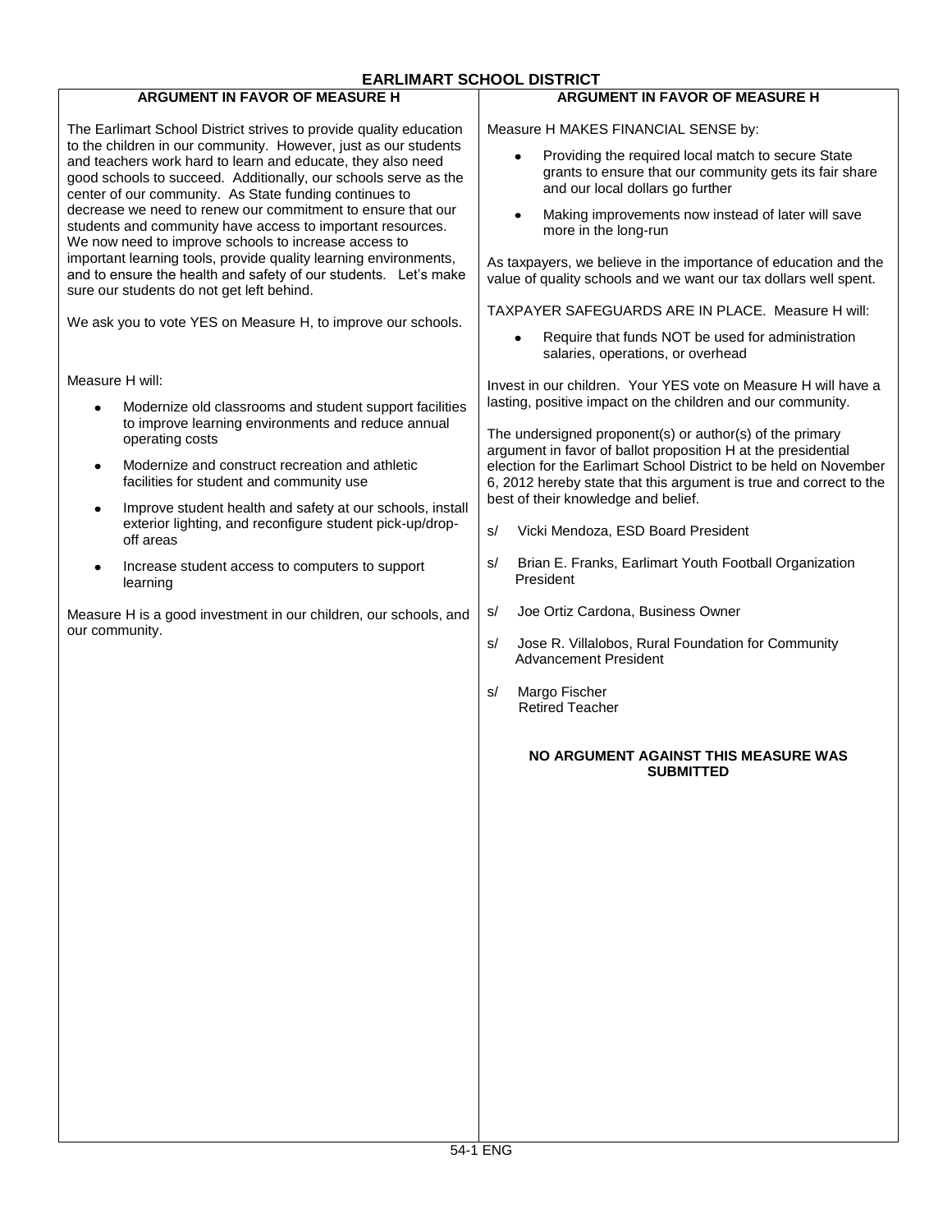# EARLIMART SCHOOL DISTRICT

## ARGUMENT IN FAVOR OF MEASURE H

The Earlimart School District strives to provide quality education to the children in our community. However, just as our students and teachers work hard to learn and educate, they also need good schools to succeed. Additionally, our schools serve as the center of our community. As State funding continues to decrease we need to renew our commitment to ensure that our students and community have access to important resources. We now need to improve schools to increase access to important learning tools, provide quality learning environments, and to ensure the health and safety of our students. Let's make sure our students do not get left behind.

We ask you to vote YES on Measure H, to improve our schools.

Measure H will:

- Modernize old classrooms and student support facilities to improve learning environments and reduce annual operating costs
- Modernize and construct recreation and athletic facilities for student and community use
- Improve student health and safety at our schools, install exterior lighting, and reconfigure student pick-up/drop-off areas
- Increase student access to computers to support learning

Measure H is a good investment in our children, our schools, and our community.

## ARGUMENT IN FAVOR OF MEASURE H

Measure H MAKES FINANCIAL SENSE by:

- Providing the required local match to secure State grants to ensure that our community gets its fair share and our local dollars go further
- Making improvements now instead of later will save more in the long-run

As taxpayers, we believe in the importance of education and the value of quality schools and we want our tax dollars well spent.

TAXPAYER SAFEGUARDS ARE IN PLACE. Measure H will:

- Require that funds NOT be used for administration salaries, operations, or overhead

Invest in our children. Your YES vote on Measure H will have a lasting, positive impact on the children and our community.

The undersigned proponent(s) or author(s) of the primary argument in favor of ballot proposition H at the presidential election for the Earlimart School District to be held on November 6, 2012 hereby state that this argument is true and correct to the best of their knowledge and belief.

s/ Vicki Mendoza, ESD Board President

s/ Brian E. Franks, Earlimart Youth Football Organization President

s/ Joe Ortiz Cardona, Business Owner

s/ Jose R. Villalobos, Rural Foundation for Community Advancement President

s/ Margo Fischer
Retired Teacher

**NO ARGUMENT AGAINST THIS MEASURE WAS SUBMITTED**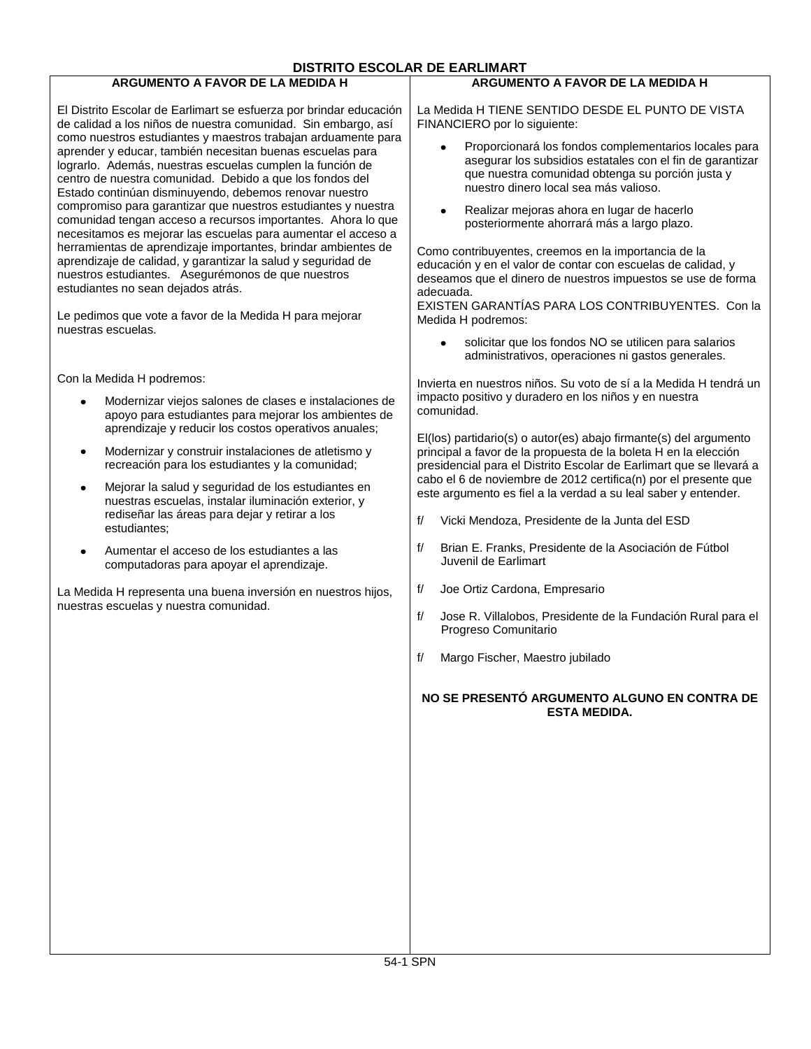# DISTRITO ESCOLAR DE EARLIMART

## ARGUMENTO A FAVOR DE LA MEDIDA H

El Distrito Escolar de Earlimart se esfuerza por brindar educación de calidad a los niños de nuestra comunidad. Sin embargo, así como nuestros estudiantes y maestros trabajan arduamente para aprender y educar, también necesitan buenas escuelas para lograrlo. Además, nuestras escuelas cumplen la función de centro de nuestra comunidad. Debido a que los fondos del Estado continúan disminuyendo, debemos renovar nuestro compromiso para garantizar que nuestros estudiantes y nuestra comunidad tengan acceso a recursos importantes. Ahora lo que necesitamos es mejorar las escuelas para aumentar el acceso a herramientas de aprendizaje importantes, brindar ambientes de aprendizaje de calidad, y garantizar la salud y seguridad de nuestros estudiantes. Asegurémonos de que nuestros estudiantes no sean dejados atrás.

Le pedimos que vote a favor de la Medida H para mejorar nuestras escuelas.

Con la Medida H podremos:

- Modernizar viejos salones de clases e instalaciones de apoyo para estudiantes para mejorar los ambientes de aprendizaje y reducir los costos operativos anuales;
- Modernizar y construir instalaciones de atletismo y recreación para los estudiantes y la comunidad;
- Mejorar la salud y seguridad de los estudiantes en nuestras escuelas, instalar iluminación exterior, y rediseñar las áreas para dejar y retirar a los estudiantes;
- Aumentar el acceso de los estudiantes a las computadoras para apoyar el aprendizaje.

La Medida H representa una buena inversión en nuestros hijos, nuestras escuelas y nuestra comunidad.

## ARGUMENTO A FAVOR DE LA MEDIDA H

La Medida H TIENE SENTIDO DESDE EL PUNTO DE VISTA FINANCIERO por lo siguiente:

- Proporcionará los fondos complementarios locales para asegurar los subsidios estatales con el fin de garantizar que nuestra comunidad obtenga su porción justa y nuestro dinero local sea más valioso.
- Realizar mejoras ahora en lugar de hacerlo posteriormente ahorrará más a largo plazo.

Como contribuyentes, creemos en la importancia de la educación y en el valor de contar con escuelas de calidad, y deseamos que el dinero de nuestros impuestos se use de forma adecuada.
EXISTEN GARANTÍAS PARA LOS CONTRIBUYENTES. Con la Medida H podremos:

- solicitar que los fondos NO se utilicen para salarios administrativos, operaciones ni gastos generales.

Invierta en nuestros niños. Su voto de sí a la Medida H tendrá un impacto positivo y duradero en los niños y en nuestra comunidad.

El(los) partidario(s) o autor(es) abajo firmante(s) del argumento principal a favor de la propuesta de la boleta H en la elección presidencial para el Distrito Escolar de Earlimart que se llevará a cabo el 6 de noviembre de 2012 certifica(n) por el presente que este argumento es fiel a la verdad a su leal saber y entender.

f/ Vicki Mendoza, Presidente de la Junta del ESD

f/ Brian E. Franks, Presidente de la Asociación de Fútbol Juvenil de Earlimart

f/ Joe Ortiz Cardona, Empresario

f/ Jose R. Villalobos, Presidente de la Fundación Rural para el Progreso Comunitario

f/ Margo Fischer, Maestro jubilado

**NO SE PRESENTÓ ARGUMENTO ALGUNO EN CONTRA DE ESTA MEDIDA.**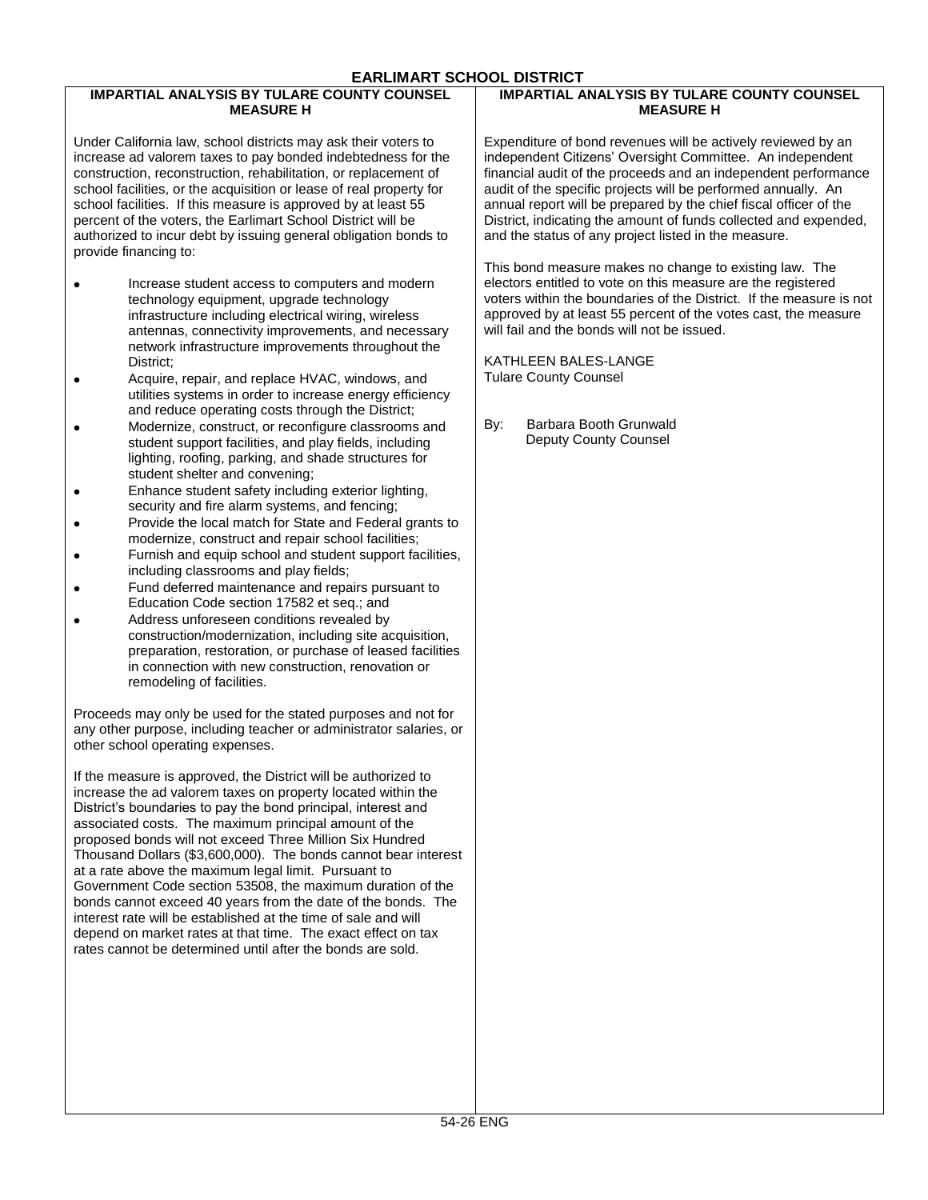# EARLIMART SCHOOL DISTRICT

## IMPARTIAL ANALYSIS BY TULARE COUNTY COUNSEL MEASURE H

Under California law, school districts may ask their voters to increase ad valorem taxes to pay bonded indebtedness for the construction, reconstruction, rehabilitation, or replacement of school facilities, or the acquisition or lease of real property for school facilities. If this measure is approved by at least 55 percent of the voters, the Earlimart School District will be authorized to incur debt by issuing general obligation bonds to provide financing to:

- Increase student access to computers and modern technology equipment, upgrade technology infrastructure including electrical wiring, wireless antennas, connectivity improvements, and necessary network infrastructure improvements throughout the District;
- Acquire, repair, and replace HVAC, windows, and utilities systems in order to increase energy efficiency and reduce operating costs through the District;
- Modernize, construct, or reconfigure classrooms and student support facilities, and play fields, including lighting, roofing, parking, and shade structures for student shelter and convening;
- Enhance student safety including exterior lighting, security and fire alarm systems, and fencing;
- Provide the local match for State and Federal grants to modernize, construct and repair school facilities;
- Furnish and equip school and student support facilities, including classrooms and play fields;
- Fund deferred maintenance and repairs pursuant to Education Code section 17582 et seq.; and
- Address unforeseen conditions revealed by construction/modernization, including site acquisition, preparation, restoration, or purchase of leased facilities in connection with new construction, renovation or remodeling of facilities.

Proceeds may only be used for the stated purposes and not for any other purpose, including teacher or administrator salaries, or other school operating expenses.

If the measure is approved, the District will be authorized to increase the ad valorem taxes on property located within the District's boundaries to pay the bond principal, interest and associated costs. The maximum principal amount of the proposed bonds will not exceed Three Million Six Hundred Thousand Dollars ($3,600,000). The bonds cannot bear interest at a rate above the maximum legal limit. Pursuant to Government Code section 53508, the maximum duration of the bonds cannot exceed 40 years from the date of the bonds. The interest rate will be established at the time of sale and will depend on market rates at that time. The exact effect on tax rates cannot be determined until after the bonds are sold.

Expenditure of bond revenues will be actively reviewed by an independent Citizens' Oversight Committee. An independent financial audit of the proceeds and an independent performance audit of the specific projects will be performed annually. An annual report will be prepared by the chief fiscal officer of the District, indicating the amount of funds collected and expended, and the status of any project listed in the measure.

This bond measure makes no change to existing law. The electors entitled to vote on this measure are the registered voters within the boundaries of the District. If the measure is not approved by at least 55 percent of the votes cast, the measure will fail and the bonds will not be issued.

KATHLEEN BALES-LANGE
Tulare County Counsel

By: Barbara Booth Grunwald
Deputy County Counsel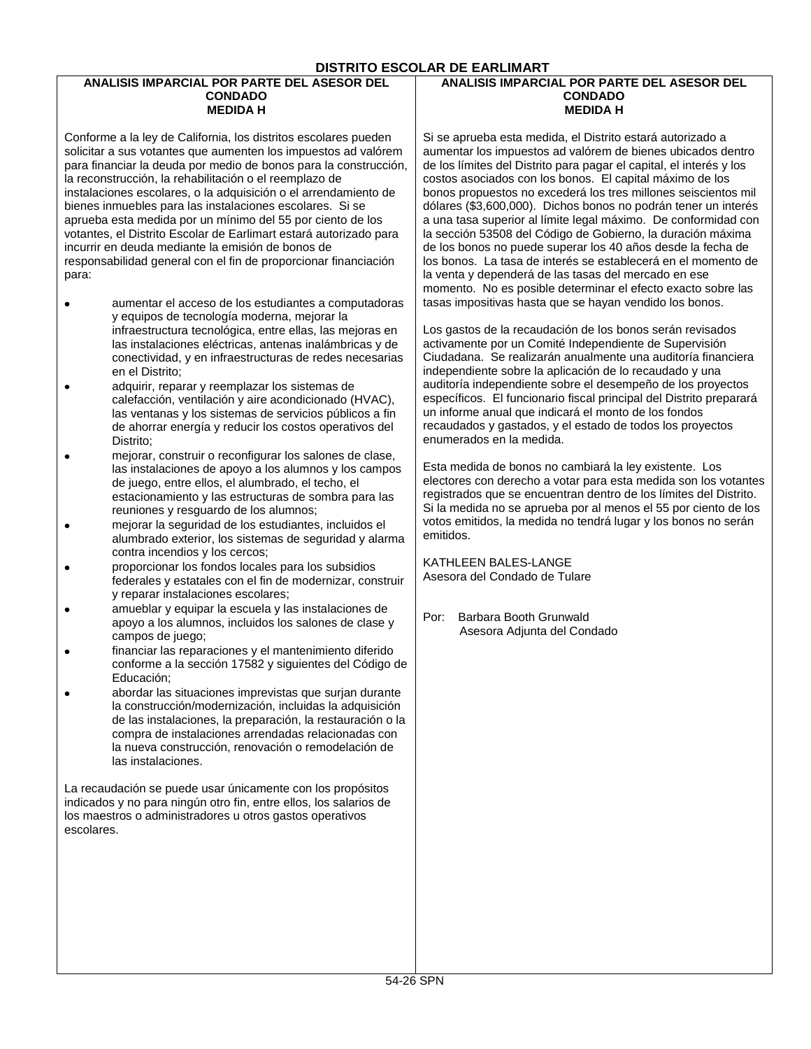# DISTRITO ESCOLAR DE EARLIMART

## ANALISIS IMPARCIAL POR PARTE DEL ASESOR DEL CONDADO
## MEDIDA H

Conforme a la ley de California, los distritos escolares pueden solicitar a sus votantes que aumenten los impuestos ad valórem para financiar la deuda por medio de bonos para la construcción, la reconstrucción, la rehabilitación o el reemplazo de instalaciones escolares, o la adquisición o el arrendamiento de bienes inmuebles para las instalaciones escolares. Si se aprueba esta medida por un mínimo del 55 por ciento de los votantes, el Distrito Escolar de Earlimart estará autorizado para incurrir en deuda mediante la emisión de bonos de responsabilidad general con el fin de proporcionar financiación para:

- aumentar el acceso de los estudiantes a computadoras y equipos de tecnología moderna, mejorar la infraestructura tecnológica, entre ellas, las mejoras en las instalaciones eléctricas, antenas inalámbricas y de conectividad, y en infraestructuras de redes necesarias en el Distrito;
- adquirir, reparar y reemplazar los sistemas de calefacción, ventilación y aire acondicionado (HVAC), las ventanas y los sistemas de servicios públicos a fin de ahorrar energía y reducir los costos operativos del Distrito;
- mejorar, construir o reconfigurar los salones de clase, las instalaciones de apoyo a los alumnos y los campos de juego, entre ellos, el alumbrado, el techo, el estacionamiento y las estructuras de sombra para las reuniones y resguardo de los alumnos;
- mejorar la seguridad de los estudiantes, incluidos el alumbrado exterior, los sistemas de seguridad y alarma contra incendios y los cercos;
- proporcionar los fondos locales para los subsidios federales y estatales con el fin de modernizar, construir y reparar instalaciones escolares;
- amueblar y equipar la escuela y las instalaciones de apoyo a los alumnos, incluidos los salones de clase y campos de juego;
- financiar las reparaciones y el mantenimiento diferido conforme a la sección 17582 y siguientes del Código de Educación;
- abordar las situaciones imprevistas que surjan durante la construcción/modernización, incluidas la adquisición de las instalaciones, la preparación, la restauración o la compra de instalaciones arrendadas relacionadas con la nueva construcción, renovación o remodelación de las instalaciones.

La recaudación se puede usar únicamente con los propósitos indicados y no para ningún otro fin, entre ellos, los salarios de los maestros o administradores u otros gastos operativos escolares.

Si se aprueba esta medida, el Distrito estará autorizado a aumentar los impuestos ad valórem de bienes ubicados dentro de los límites del Distrito para pagar el capital, el interés y los costos asociados con los bonos. El capital máximo de los bonos propuestos no excederá los tres millones seiscientos mil dólares ($3,600,000). Dichos bonos no podrán tener un interés a una tasa superior al límite legal máximo. De conformidad con la sección 53508 del Código de Gobierno, la duración máxima de los bonos no puede superar los 40 años desde la fecha de los bonos. La tasa de interés se establecerá en el momento de la venta y dependerá de las tasas del mercado en ese momento. No es posible determinar el efecto exacto sobre las tasas impositivas hasta que se hayan vendido los bonos.

Los gastos de la recaudación de los bonos serán revisados activamente por un Comité Independiente de Supervisión Ciudadana. Se realizarán anualmente una auditoría financiera independiente sobre la aplicación de lo recaudado y una auditoría independiente sobre el desempeño de los proyectos específicos. El funcionario fiscal principal del Distrito preparará un informe anual que indicará el monto de los fondos recaudados y gastados, y el estado de todos los proyectos enumerados en la medida.

Esta medida de bonos no cambiará la ley existente. Los electores con derecho a votar para esta medida son los votantes registrados que se encuentran dentro de los límites del Distrito. Si la medida no se aprueba por al menos el 55 por ciento de los votos emitidos, la medida no tendrá lugar y los bonos no serán emitidos.

KATHLEEN BALES-LANGE
Asesora del Condado de Tulare

Por: Barbara Booth Grunwald
Asesora Adjunta del Condado

54-26 SPN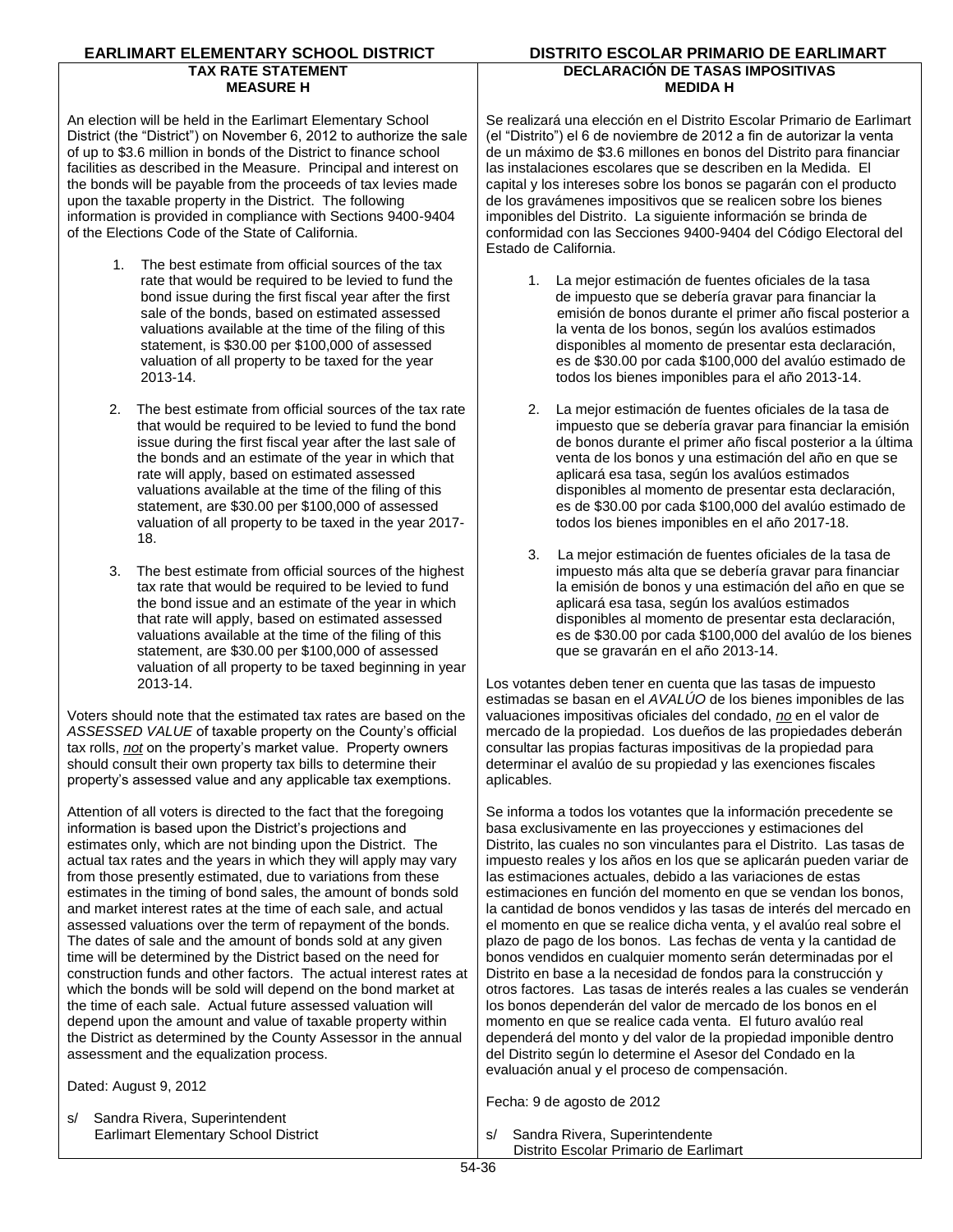# EARLIMART ELEMENTARY SCHOOL DISTRICT

## TAX RATE STATEMENT
## MEASURE H

An election will be held in the Earlimart Elementary School District (the "District") on November 6, 2012 to authorize the sale of up to $3.6 million in bonds of the District to finance school facilities as described in the Measure. Principal and interest on the bonds will be payable from the proceeds of tax levies made upon the taxable property in the District. The following information is provided in compliance with Sections 9400-9404 of the Elections Code of the State of California.

1. The best estimate from official sources of the tax rate that would be required to be levied to fund the bond issue during the first fiscal year after the first sale of the bonds, based on estimated assessed valuations available at the time of the filing of this statement, is $30.00 per $100,000 of assessed valuation of all property to be taxed for the year 2013-14.

2. The best estimate from official sources of the tax rate that would be required to be levied to fund the bond issue during the first fiscal year after the last sale of the bonds and an estimate of the year in which that rate will apply, based on estimated assessed valuations available at the time of the filing of this statement, are $30.00 per $100,000 of assessed valuation of all property to be taxed in the year 2017-18.

3. The best estimate from official sources of the highest tax rate that would be required to be levied to fund the bond issue and an estimate of the year in which that rate will apply, based on estimated assessed valuations available at the time of the filing of this statement, are $30.00 per $100,000 of assessed valuation of all property to be taxed beginning in year 2013-14.

Voters should note that the estimated tax rates are based on the *ASSESSED VALUE* of taxable property on the County's official tax rolls, ***not*** on the property's market value. Property owners should consult their own property tax bills to determine their property's assessed value and any applicable tax exemptions.

Attention of all voters is directed to the fact that the foregoing information is based upon the District's projections and estimates only, which are not binding upon the District. The actual tax rates and the years in which they will apply may vary from those presently estimated, due to variations from these estimates in the timing of bond sales, the amount of bonds sold and market interest rates at the time of each sale, and actual assessed valuations over the term of repayment of the bonds. The dates of sale and the amount of bonds sold at any given time will be determined by the District based on the need for construction funds and other factors. The actual interest rates at which the bonds will be sold will depend on the bond market at the time of each sale. Actual future assessed valuation will depend upon the amount and value of taxable property within the District as determined by the County Assessor in the annual assessment and the equalization process.

Dated: August 9, 2012

s/ Sandra Rivera, Superintendent
Earlimart Elementary School District

# DISTRITO ESCOLAR PRIMARIO DE EARLIMART

## DECLARACIÓN DE TASAS IMPOSITIVAS
## MEDIDA H

Se realizará una elección en el Distrito Escolar Primario de Earlimart (el "Distrito") el 6 de noviembre de 2012 a fin de autorizar la venta de un máximo de $3.6 millones en bonos del Distrito para financiar las instalaciones escolares que se describen en la Medida. El capital y los intereses sobre los bonos se pagarán con el producto de los gravámenes impositivos que se realicen sobre los bienes imponibles del Distrito. La siguiente información se brinda de conformidad con las Secciones 9400-9404 del Código Electoral del Estado de California.

1. La mejor estimación de fuentes oficiales de la tasa de impuesto que se debería gravar para financiar la emisión de bonos durante el primer año fiscal posterior a la venta de los bonos, según los avalúos estimados disponibles al momento de presentar esta declaración, es de $30.00 por cada $100,000 del avalúo estimado de todos los bienes imponibles para el año 2013-14.

2. La mejor estimación de fuentes oficiales de la tasa de impuesto que se debería gravar para financiar la emisión de bonos durante el primer año fiscal posterior a la última venta de los bonos y una estimación del año en que se aplicará esa tasa, según los avalúos estimados disponibles al momento de presentar esta declaración, es de $30.00 por cada $100,000 del avalúo estimado de todos los bienes imponibles en el año 2017-18.

3. La mejor estimación de fuentes oficiales de la tasa de impuesto más alta que se debería gravar para financiar la emisión de bonos y una estimación del año en que se aplicará esa tasa, según los avalúos estimados disponibles al momento de presentar esta declaración, es de $30.00 por cada $100,000 del avalúo de los bienes que se gravarán en el año 2013-14.

Los votantes deben tener en cuenta que las tasas de impuesto estimadas se basan en el *AVALÚO* de los bienes imponibles de las valuaciones impositivas oficiales del condado, ***no*** en el valor de mercado de la propiedad. Los dueños de las propiedades deberán consultar las propias facturas impositivas de la propiedad para determinar el avalúo de su propiedad y las exenciones fiscales aplicables.

Se informa a todos los votantes que la información precedente se basa exclusivamente en las proyecciones y estimaciones del Distrito, las cuales no son vinculantes para el Distrito. Las tasas de impuesto reales y los años en los que se aplicarán pueden variar de las estimaciones actuales, debido a las variaciones de estas estimaciones en función del momento en que se vendan los bonos, la cantidad de bonos vendidos y las tasas de interés del mercado en el momento en que se realice dicha venta, y el avalúo real sobre el plazo de pago de los bonos. Las fechas de venta y la cantidad de bonos vendidos en cualquier momento serán determinadas por el Distrito en base a la necesidad de fondos para la construcción y otros factores. Las tasas de interés reales a las cuales se venderán los bonos dependerán del valor de mercado de los bonos en el momento en que se realice cada venta. El futuro avalúo real dependerá del monto y del valor de la propiedad imponible dentro del Distrito según lo determine el Asesor del Condado en la evaluación anual y el proceso de compensación.

Fecha: 9 de agosto de 2012

s/ Sandra Rivera, Superintendente
Distrito Escolar Primario de Earlimart